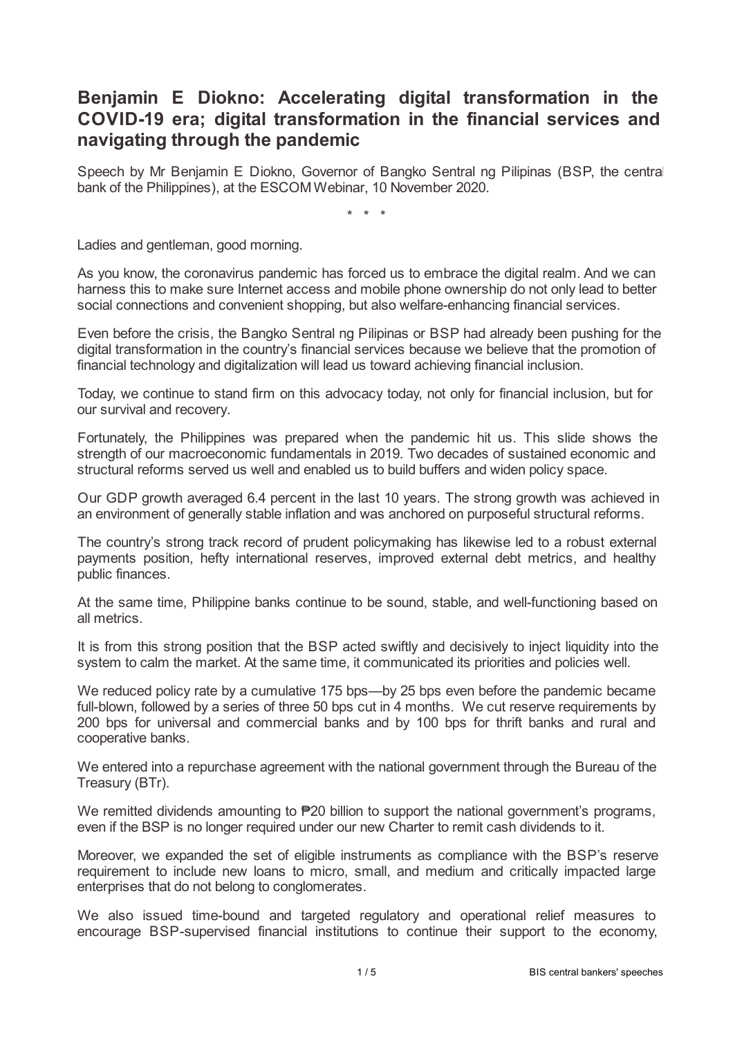# Benjamin E Diokno: Accelerating digital transformation in the COVID-19 era; digital transformation in the financial services and navigating through the pandemic

Speech by Mr Benjamin E Diokno, Governor of Bangko Sentral ng Pilipinas (BSP, the central bank of the Philippines), at the ESCOM Webinar, 10 November 2020.

\* \* \*

Ladies and gentleman, good morning.

As you know, the coronavirus pandemic has forced us to embrace the digital realm. And we can harness this to make sure Internet access and mobile phone ownership do not only lead to better social connections and convenient shopping, but also welfare-enhancing financial services.

Even before the crisis, the Bangko Sentral ng Pilipinas or BSP had already been pushing for the digital transformation in the country's financial services because we believe that the promotion of financial technology and digitalization will lead us toward achieving financial inclusion.

Today, we continue to stand firm on this advocacy today, not only for financial inclusion, but for our survival and recovery.

Fortunately, the Philippines was prepared when the pandemic hit us. This slide shows the strength of our macroeconomic fundamentals in 2019. Two decades of sustained economic and structural reforms served us well and enabled us to build buffers and widen policy space.

Our GDP growth averaged 6.4 percent in the last 10 years. The strong growth was achieved in an environment of generally stable inflation and was anchored on purposeful structural reforms.

The country's strong track record of prudent policymaking has likewise led to a robust external payments position, hefty international reserves, improved external debt metrics, and healthy public finances.

At the same time, Philippine banks continue to be sound, stable, and well-functioning based on all metrics.

It is from this strong position that the BSP acted swiftly and decisively to inject liquidity into the system to calm the market. At the same time, it communicated its priorities and policies well.

We reduced policy rate by a cumulative 175 bps—by 25 bps even before the pandemic became full-blown, followed by a series of three 50 bps cut in 4 months. We cut reserve requirements by 200 bps for universal and commercial banks and by 100 bps for thrift banks and rural and cooperative banks.

We entered into a repurchase agreement with the national government through the Bureau of the Treasury (BTr).

We remitted dividends amounting to ₱20 billion to support the national government's programs, even if the BSP is no longer required under our new Charter to remit cash dividends to it.

Moreover, we expanded the set of eligible instruments as compliance with the BSP's reserve requirement to include new loans to micro, small, and medium and critically impacted large enterprises that do not belong to conglomerates.

We also issued time-bound and targeted regulatory and operational relief measures to encourage BSP-supervised financial institutions to continue their support to the economy,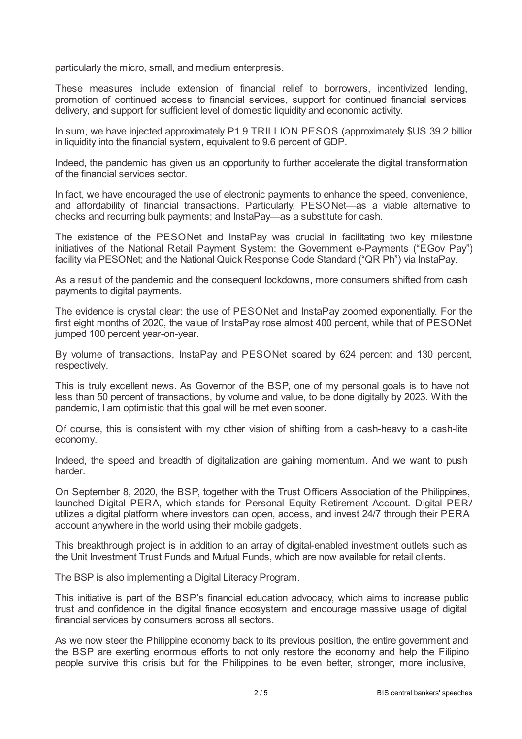particularly the micro, small, and medium enterpresis.

These measures include extension of financial relief to borrowers, incentivized lending, promotion of continued access to financial services, support for continued financial services delivery, and support for sufficient level of domestic liquidity and economic activity.

In sum, we have injected approximately P1.9 TRILLION PESOS (approximately $US 39.2 billion in liquidity into the financial system, equivalent to 9.6 percent of GDP.

Indeed, the pandemic has given us an opportunity to further accelerate the digital transformation of the financial services sector.

In fact, we have encouraged the use of electronic payments to enhance the speed, convenience, and affordability of financial transactions. Particularly, PESONet—as a viable alternative to checks and recurring bulk payments; and InstaPay—as a substitute for cash.

The existence of the PESONet and InstaPay was crucial in facilitating two key milestone initiatives of the National Retail Payment System: the Government e-Payments ("EGov Pay") facility via PESONet; and the National Quick Response Code Standard ("QR Ph") via InstaPay.

As a result of the pandemic and the consequent lockdowns, more consumers shifted from cash payments to digital payments.

The evidence is crystal clear: the use of PESONet and InstaPay zoomed exponentially. For the first eight months of 2020, the value of InstaPay rose almost 400 percent, while that of PESONet jumped 100 percent year-on-year.

By volume of transactions, InstaPay and PESONet soared by 624 percent and 130 percent, respectively.

This is truly excellent news. As Governor of the BSP, one of my personal goals is to have not less than 50 percent of transactions, by volume and value, to be done digitally by 2023. With the pandemic, I am optimistic that this goal will be met even sooner.

Of course, this is consistent with my other vision of shifting from a cash-heavy to a cash-lite economy.

Indeed, the speed and breadth of digitalization are gaining momentum. And we want to push harder.

On September 8, 2020, the BSP, together with the Trust Officers Association of the Philippines, launched Digital PERA, which stands for Personal Equity Retirement Account. Digital PERA utilizes a digital platform where investors can open, access, and invest 24/7 through their PERA account anywhere in the world using their mobile gadgets.

This breakthrough project is in addition to an array of digital-enabled investment outlets such as the Unit Investment Trust Funds and Mutual Funds, which are now available for retail clients.

The BSP is also implementing a Digital Literacy Program.

This initiative is part of the BSP's financial education advocacy, which aims to increase public trust and confidence in the digital finance ecosystem and encourage massive usage of digital financial services by consumers across all sectors.

As we now steer the Philippine economy back to its previous position, the entire government and the BSP are exerting enormous efforts to not only restore the economy and help the Filipino people survive this crisis but for the Philippines to be even better, stronger, more inclusive,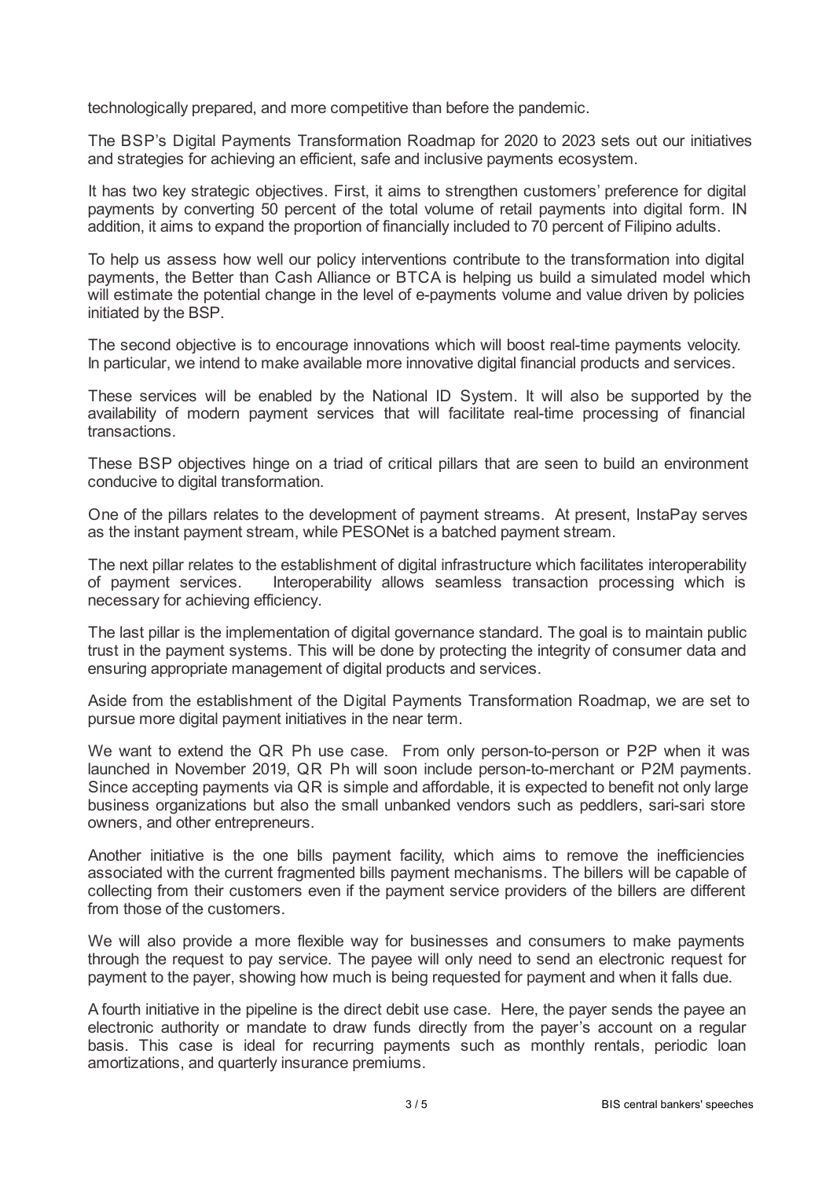technologically prepared, and more competitive than before the pandemic.

The BSP's Digital Payments Transformation Roadmap for 2020 to 2023 sets out our initiatives and strategies for achieving an efficient, safe and inclusive payments ecosystem.

It has two key strategic objectives. First, it aims to strengthen customers' preference for digital payments by converting 50 percent of the total volume of retail payments into digital form. IN addition, it aims to expand the proportion of financially included to 70 percent of Filipino adults.

To help us assess how well our policy interventions contribute to the transformation into digital payments, the Better than Cash Alliance or BTCA is helping us build a simulated model which will estimate the potential change in the level of e-payments volume and value driven by policies initiated by the BSP.

The second objective is to encourage innovations which will boost real-time payments velocity. In particular, we intend to make available more innovative digital financial products and services.

These services will be enabled by the National ID System. It will also be supported by the availability of modern payment services that will facilitate real-time processing of financial transactions.

These BSP objectives hinge on a triad of critical pillars that are seen to build an environment conducive to digital transformation.

One of the pillars relates to the development of payment streams. At present, InstaPay serves as the instant payment stream, while PESONet is a batched payment stream.

The next pillar relates to the establishment of digital infrastructure which facilitates interoperability of payment services. Interoperability allows seamless transaction processing which is necessary for achieving efficiency.

The last pillar is the implementation of digital governance standard. The goal is to maintain public trust in the payment systems. This will be done by protecting the integrity of consumer data and ensuring appropriate management of digital products and services.

Aside from the establishment of the Digital Payments Transformation Roadmap, we are set to pursue more digital payment initiatives in the near term.

We want to extend the QR Ph use case. From only person-to-person or P2P when it was launched in November 2019, QR Ph will soon include person-to-merchant or P2M payments. Since accepting payments via QR is simple and affordable, it is expected to benefit not only large business organizations but also the small unbanked vendors such as peddlers, sari-sari store owners, and other entrepreneurs.

Another initiative is the one bills payment facility, which aims to remove the inefficiencies associated with the current fragmented bills payment mechanisms. The billers will be capable of collecting from their customers even if the payment service providers of the billers are different from those of the customers.

We will also provide a more flexible way for businesses and consumers to make payments through the request to pay service. The payee will only need to send an electronic request for payment to the payer, showing how much is being requested for payment and when it falls due.

A fourth initiative in the pipeline is the direct debit use case. Here, the payer sends the payee an electronic authority or mandate to draw funds directly from the payer's account on a regular basis. This case is ideal for recurring payments such as monthly rentals, periodic loan amortizations, and quarterly insurance premiums.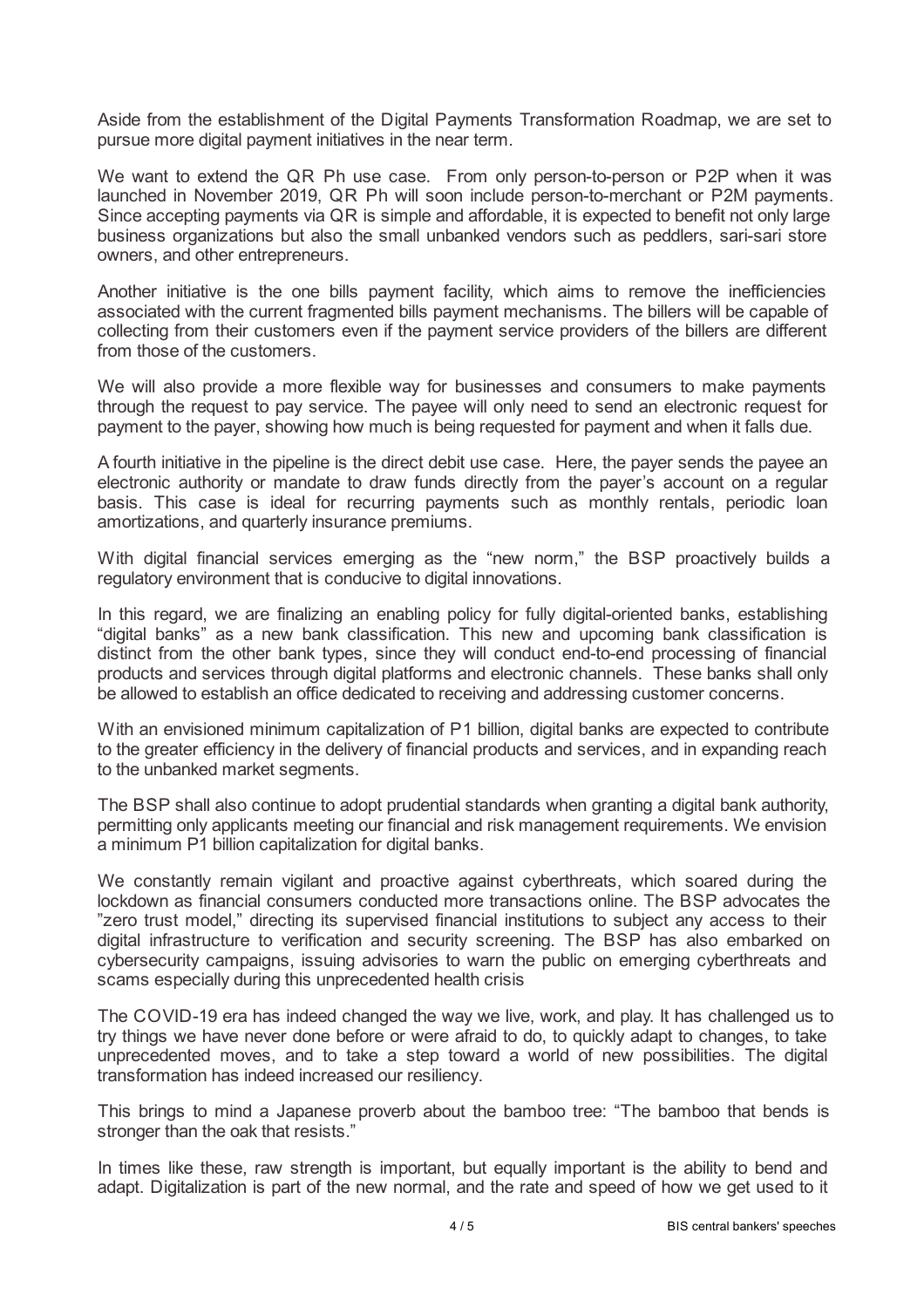Aside from the establishment of the Digital Payments Transformation Roadmap, we are set to pursue more digital payment initiatives in the near term.

We want to extend the QR Ph use case. From only person-to-person or P2P when it was launched in November 2019, QR Ph will soon include person-to-merchant or P2M payments. Since accepting payments via QR is simple and affordable, it is expected to benefit not only large business organizations but also the small unbanked vendors such as peddlers, sari-sari store owners, and other entrepreneurs.

Another initiative is the one bills payment facility, which aims to remove the inefficiencies associated with the current fragmented bills payment mechanisms. The billers will be capable of collecting from their customers even if the payment service providers of the billers are different from those of the customers.

We will also provide a more flexible way for businesses and consumers to make payments through the request to pay service. The payee will only need to send an electronic request for payment to the payer, showing how much is being requested for payment and when it falls due.

A fourth initiative in the pipeline is the direct debit use case. Here, the payer sends the payee an electronic authority or mandate to draw funds directly from the payer's account on a regular basis. This case is ideal for recurring payments such as monthly rentals, periodic loan amortizations, and quarterly insurance premiums.

With digital financial services emerging as the "new norm," the BSP proactively builds a regulatory environment that is conducive to digital innovations.

In this regard, we are finalizing an enabling policy for fully digital-oriented banks, establishing "digital banks" as a new bank classification. This new and upcoming bank classification is distinct from the other bank types, since they will conduct end-to-end processing of financial products and services through digital platforms and electronic channels. These banks shall only be allowed to establish an office dedicated to receiving and addressing customer concerns.

With an envisioned minimum capitalization of P1 billion, digital banks are expected to contribute to the greater efficiency in the delivery of financial products and services, and in expanding reach to the unbanked market segments.

The BSP shall also continue to adopt prudential standards when granting a digital bank authority, permitting only applicants meeting our financial and risk management requirements. We envision a minimum P1 billion capitalization for digital banks.

We constantly remain vigilant and proactive against cyberthreats, which soared during the lockdown as financial consumers conducted more transactions online. The BSP advocates the "zero trust model," directing its supervised financial institutions to subject any access to their digital infrastructure to verification and security screening. The BSP has also embarked on cybersecurity campaigns, issuing advisories to warn the public on emerging cyberthreats and scams especially during this unprecedented health crisis

The COVID-19 era has indeed changed the way we live, work, and play. It has challenged us to try things we have never done before or were afraid to do, to quickly adapt to changes, to take unprecedented moves, and to take a step toward a world of new possibilities. The digital transformation has indeed increased our resiliency.

This brings to mind a Japanese proverb about the bamboo tree: "The bamboo that bends is stronger than the oak that resists."

In times like these, raw strength is important, but equally important is the ability to bend and adapt. Digitalization is part of the new normal, and the rate and speed of how we get used to it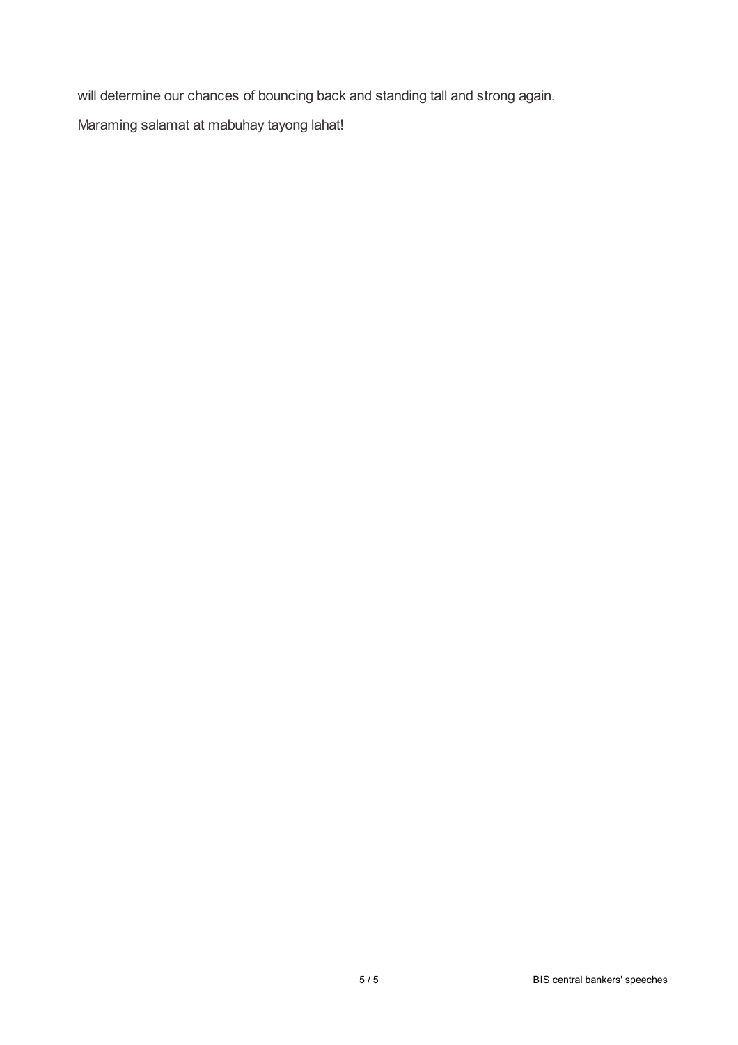will determine our chances of bouncing back and standing tall and strong again.

Maraming salamat at mabuhay tayong lahat!